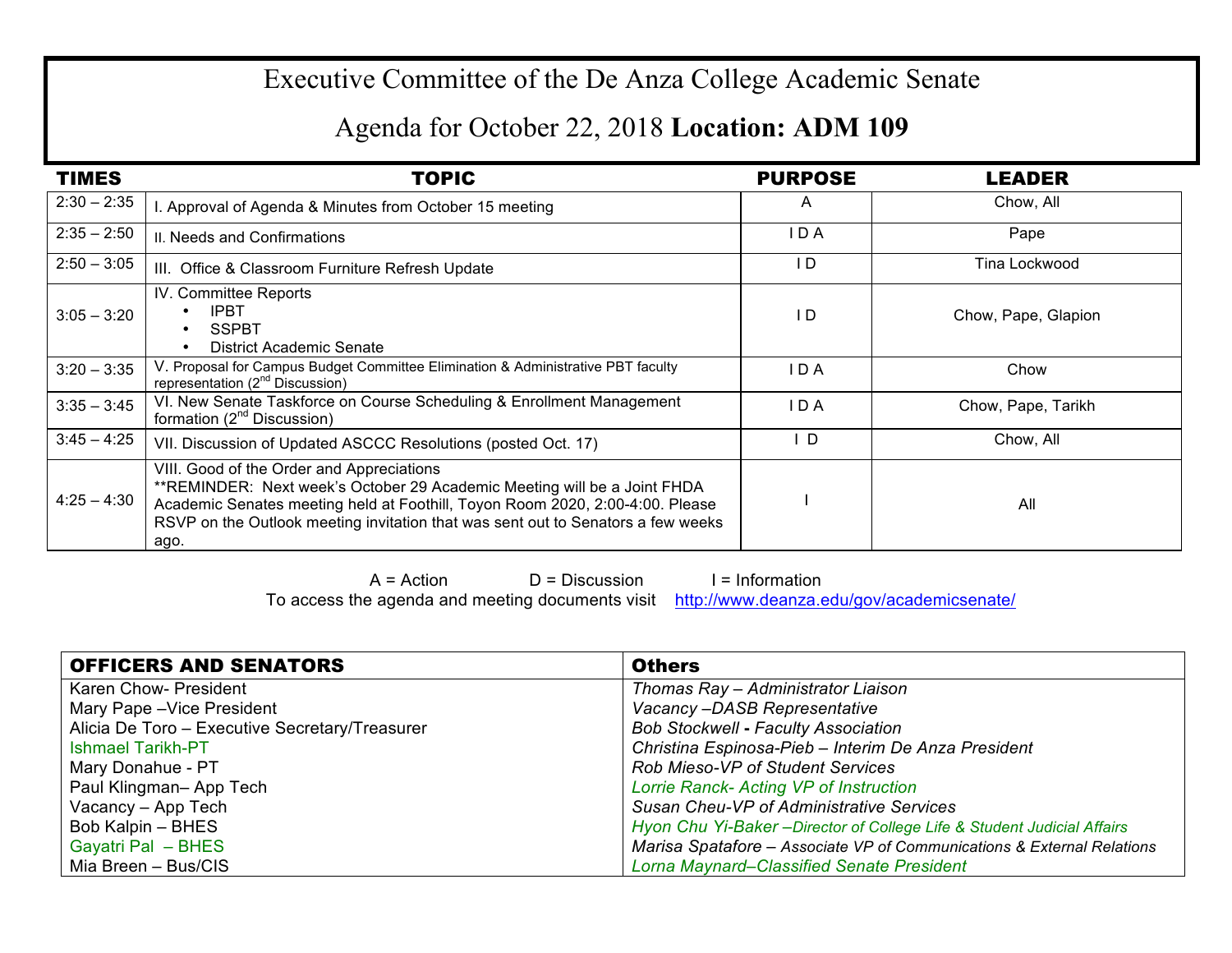# Executive Committee of the De Anza College Academic Senate

## Agenda for October 22, 2018 **Location: ADM 109**

| TIMES | TOPIC | PURPOSE | LEADER |
|---|---|---|---|
| 2:30 – 2:35 | I. Approval of Agenda & Minutes from October 15 meeting | A | Chow, All |
| 2:35 – 2:50 | II. Needs and Confirmations | I D A | Pape |
| 2:50 – 3:05 | III. Office & Classroom Furniture Refresh Update | I D | Tina Lockwood |
| 3:05 – 3:20 | IV. Committee Reports<br>• IPBT<br>• SSPBT<br>• District Academic Senate | I D | Chow, Pape, Glapion |
| 3:20 – 3:35 | V. Proposal for Campus Budget Committee Elimination & Administrative PBT faculty representation (2nd Discussion) | I D A | Chow |
| 3:35 – 3:45 | VI. New Senate Taskforce on Course Scheduling & Enrollment Management formation (2nd Discussion) | I D A | Chow, Pape, Tarikh |
| 3:45 – 4:25 | VII. Discussion of Updated ASCCC Resolutions (posted Oct. 17) | I D | Chow, All |
| 4:25 – 4:30 | VIII. Good of the Order and Appreciations<br>**REMINDER: Next week's October 29 Academic Meeting will be a Joint FHDA Academic Senates meeting held at Foothill, Toyon Room 2020, 2:00-4:00. Please RSVP on the Outlook meeting invitation that was sent out to Senators a few weeks ago. | I | All |

A = Action D = Discussion I = Information

To access the agenda and meeting documents visit http://www.deanza.edu/gov/academicsenate/

| OFFICERS AND SENATORS | Others |
|---|---|
| Karen Chow- President | *Thomas Ray – Administrator Liaison* |
| Mary Pape –Vice President | *Vacancy –DASB Representative* |
| Alicia De Toro – Executive Secretary/Treasurer | *Bob Stockwell - Faculty Association* |
| Ishmael Tarikh-PT | *Christina Espinosa-Pieb – Interim De Anza President* |
| Mary Donahue - PT | *Rob Mieso-VP of Student Services* |
| Paul Klingman– App Tech | *Lorrie Ranck- Acting VP of Instruction* |
| Vacancy – App Tech | *Susan Cheu-VP of Administrative Services* |
| Bob Kalpin – BHES | *Hyon Chu Yi-Baker –Director of College Life & Student Judicial Affairs* |
| Gayatri Pal – BHES | *Marisa Spatafore – Associate VP of Communications & External Relations* |
| Mia Breen – Bus/CIS | *Lorna Maynard–Classified Senate President* |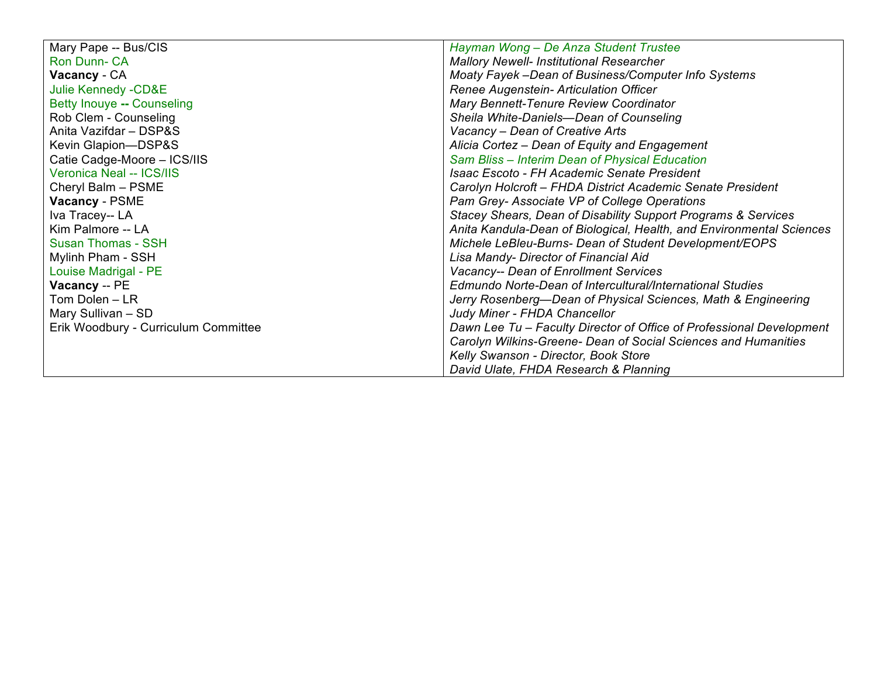| | |
|---|---|
| Mary Pape -- Bus/CIS | *Hayman Wong – De Anza Student Trustee* |
| Ron Dunn- CA | *Mallory Newell- Institutional Researcher* |
| **Vacancy** - CA | *Moaty Fayek –Dean of Business/Computer Info Systems* |
| Julie Kennedy -CD&E | *Renee Augenstein- Articulation Officer* |
| Betty Inouye **--** Counseling | *Mary Bennett-Tenure Review Coordinator* |
| Rob Clem - Counseling | *Sheila White-Daniels—Dean of Counseling* |
| Anita Vazifdar – DSP&S | *Vacancy – Dean of Creative Arts* |
| Kevin Glapion—DSP&S | *Alicia Cortez – Dean of Equity and Engagement* |
| Catie Cadge-Moore – ICS/IIS | *Sam Bliss – Interim Dean of Physical Education* |
| Veronica Neal -- ICS/IIS | *Isaac Escoto - FH Academic Senate President* |
| Cheryl Balm – PSME | *Carolyn Holcroft – FHDA District Academic Senate President* |
| **Vacancy** - PSME | *Pam Grey- Associate VP of College Operations* |
| Iva Tracey-- LA | *Stacey Shears, Dean of Disability Support Programs & Services* |
| Kim Palmore -- LA | *Anita Kandula-Dean of Biological, Health, and Environmental Sciences* |
| Susan Thomas - SSH | *Michele LeBleu-Burns- Dean of Student Development/EOPS* |
| Mylinh Pham - SSH | *Lisa Mandy- Director of Financial Aid* |
| Louise Madrigal - PE | *Vacancy-- Dean of Enrollment Services* |
| **Vacancy** -- PE | *Edmundo Norte-Dean of Intercultural/International Studies* |
| Tom Dolen – LR | *Jerry Rosenberg—Dean of Physical Sciences, Math & Engineering* |
| Mary Sullivan – SD | *Judy Miner - FHDA Chancellor* |
| Erik Woodbury - Curriculum Committee | *Dawn Lee Tu – Faculty Director of Office of Professional Development* |
| | *Carolyn Wilkins-Greene- Dean of Social Sciences and Humanities* |
| | *Kelly Swanson - Director, Book Store* |
| | *David Ulate, FHDA Research & Planning* |